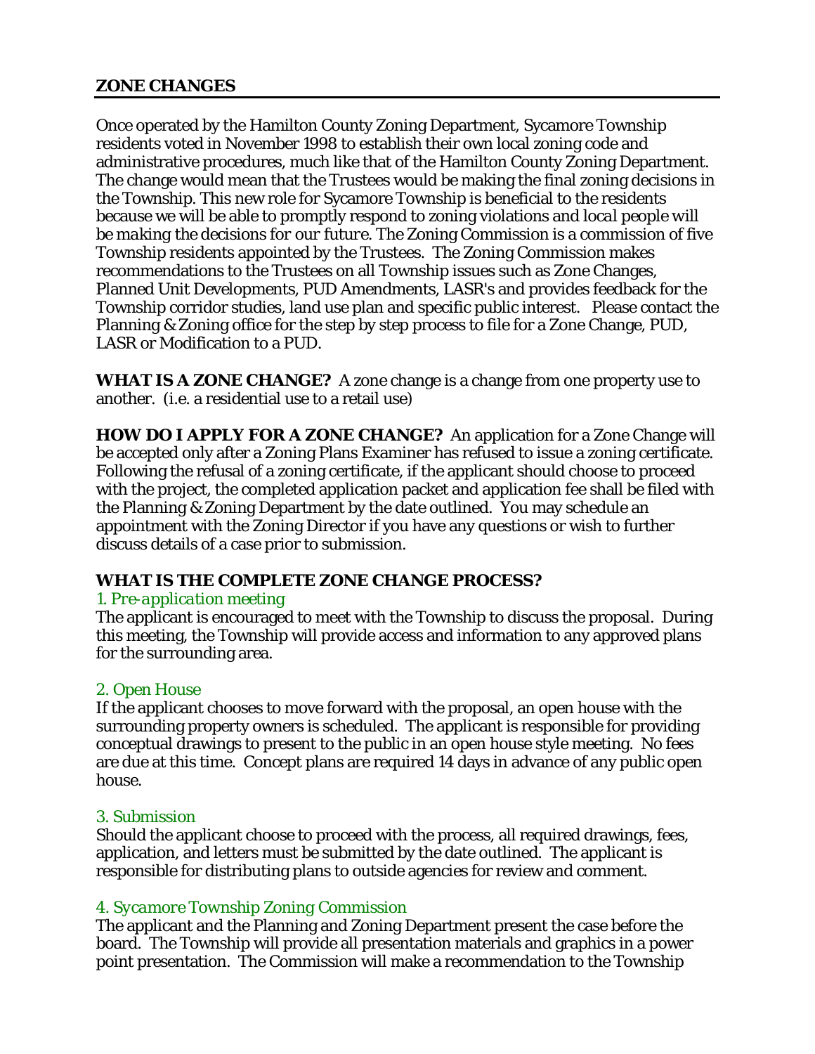## ZONE CHANGES

Once operated by the Hamilton County Zoning Department, Sycamore Township residents voted in November 1998 to establish their own local zoning code and administrative procedures, much like that of the Hamilton County Zoning Department. The change would mean that the Trustees would be making the final zoning decisions in the Township. This new role for Sycamore Township is beneficial to the residents because we will be able to promptly respond to zoning violations and local people will be making the decisions for our future. The Zoning Commission is a commission of five Township residents appointed by the Trustees. The Zoning Commission makes recommendations to the Trustees on all Township issues such as Zone Changes, Planned Unit Developments, PUD Amendments, LASR's and provides feedback for the Township corridor studies, land use plan and specific public interest. Please contact the Planning & Zoning office for the step by step process to file for a Zone Change, PUD, LASR or Modification to a PUD.

**WHAT IS A ZONE CHANGE?** A zone change is a change from one property use to another. (i.e. a residential use to a retail use)

**HOW DO I APPLY FOR A ZONE CHANGE?** An application for a Zone Change will be accepted only after a Zoning Plans Examiner has refused to issue a zoning certificate. Following the refusal of a zoning certificate, if the applicant should choose to proceed with the project, the completed application packet and application fee shall be filed with the Planning & Zoning Department by the date outlined. You may schedule an appointment with the Zoning Director if you have any questions or wish to further discuss details of a case prior to submission.

### WHAT IS THE COMPLETE ZONE CHANGE PROCESS?

*1. Pre-application meeting*

The applicant is encouraged to meet with the Township to discuss the proposal. During this meeting, the Township will provide access and information to any approved plans for the surrounding area.

2. Open House

If the applicant chooses to move forward with the proposal, an open house with the surrounding property owners is scheduled. The applicant is responsible for providing conceptual drawings to present to the public in an open house style meeting. No fees are due at this time. Concept plans are required 14 days in advance of any public open house.

3. Submission

Should the applicant choose to proceed with the process, all required drawings, fees, application, and letters must be submitted by the date outlined. The applicant is responsible for distributing plans to outside agencies for review and comment.

*4. Sycamore Township Zoning Commission*

The applicant and the Planning and Zoning Department present the case before the board. The Township will provide all presentation materials and graphics in a power point presentation. The Commission will make a recommendation to the Township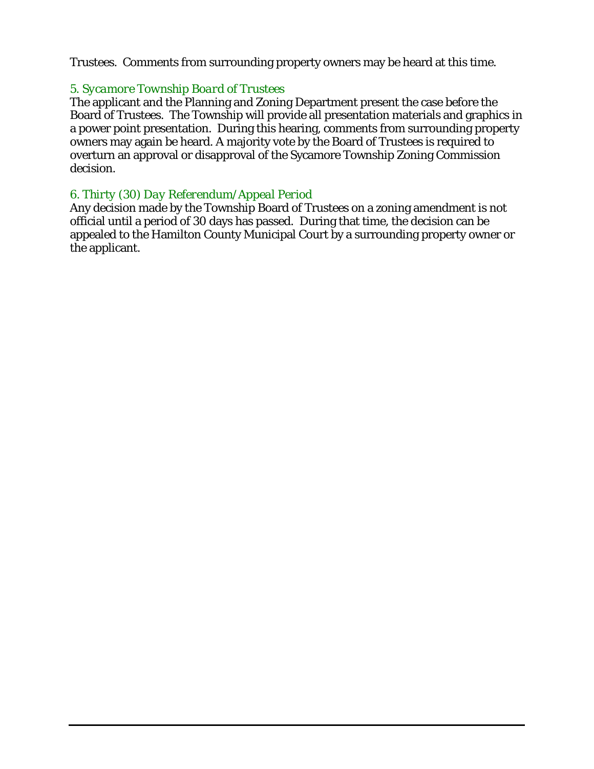Trustees. Comments from surrounding property owners may be heard at this time.

### *5. Sycamore Township Board of Trustees*

The applicant and the Planning and Zoning Department present the case before the Board of Trustees. The Township will provide all presentation materials and graphics in a power point presentation. During this hearing, comments from surrounding property owners may again be heard. A majority vote by the Board of Trustees is required to overturn an approval or disapproval of the Sycamore Township Zoning Commission decision.

### *6. Thirty (30) Day Referendum/Appeal Period*

Any decision made by the Township Board of Trustees on a zoning amendment is not official until a period of 30 days has passed. During that time, the decision can be appealed to the Hamilton County Municipal Court by a surrounding property owner or the applicant.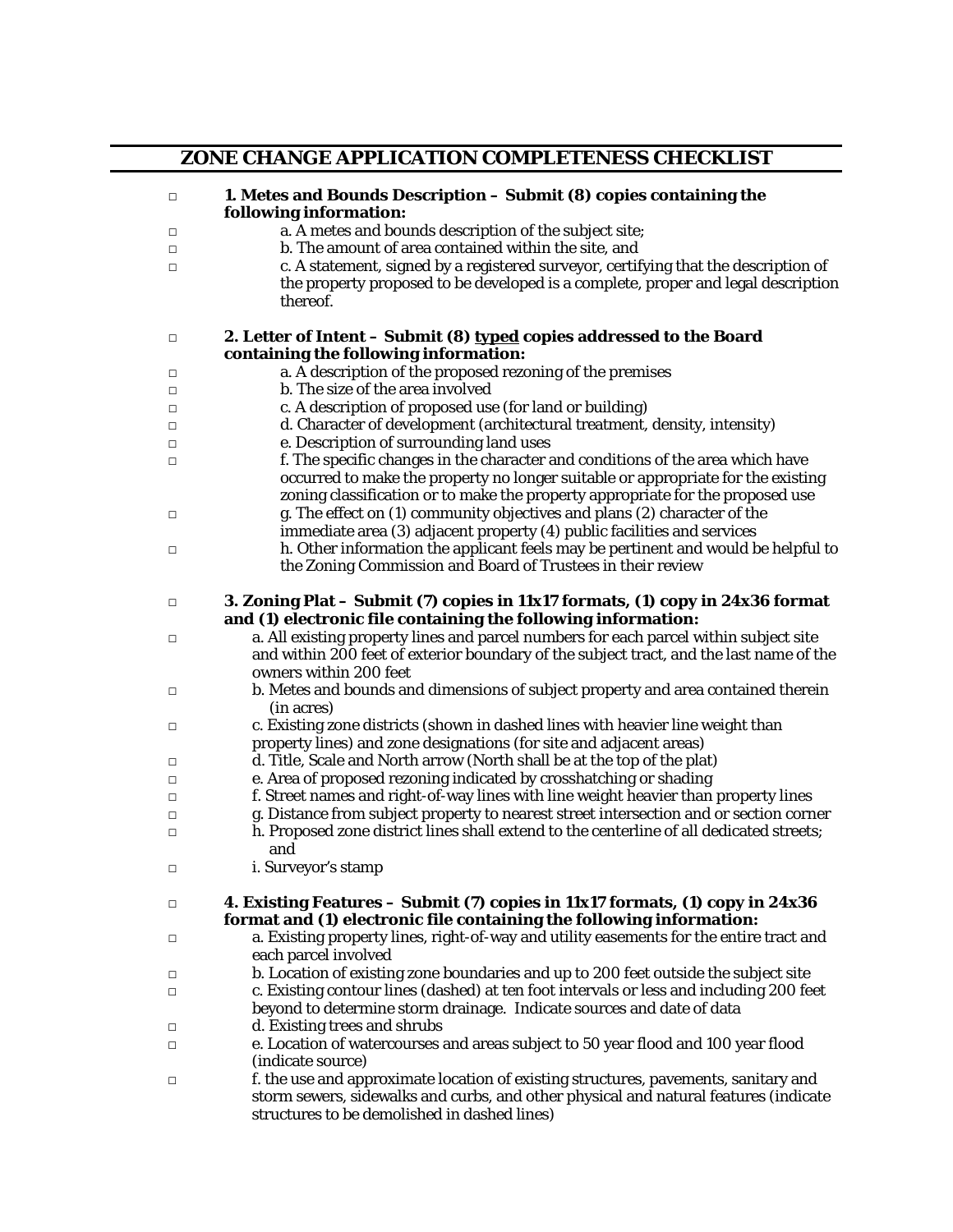## ZONE CHANGE APPLICATION COMPLETENESS CHECKLIST

□ **1. Metes and Bounds Description – Submit (8) copies containing the following information:**

□ a. A metes and bounds description of the subject site;

□ b. The amount of area contained within the site, and

□ c. A statement, signed by a registered surveyor, certifying that the description of the property proposed to be developed is a complete, proper and legal description thereof.

□ **2. Letter of Intent – Submit (8) <u>typed</u> copies addressed to the Board containing the following information:**

□ a. A description of the proposed rezoning of the premises

□ b. The size of the area involved

□ c. A description of proposed use (for land or building)

□ d. Character of development (architectural treatment, density, intensity)

□ e. Description of surrounding land uses

□ f. The specific changes in the character and conditions of the area which have occurred to make the property no longer suitable or appropriate for the existing zoning classification or to make the property appropriate for the proposed use

□ g. The effect on (1) community objectives and plans (2) character of the immediate area (3) adjacent property (4) public facilities and services

□ h. Other information the applicant feels may be pertinent and would be helpful to the Zoning Commission and Board of Trustees in their review

□ **3. Zoning Plat – Submit (7) copies in 11x17 formats, (1) copy in 24x36 format and (1) electronic file containing the following information:**

□ a. All existing property lines and parcel numbers for each parcel within subject site and within 200 feet of exterior boundary of the subject tract, and the last name of the owners within 200 feet

□ b. Metes and bounds and dimensions of subject property and area contained therein (in acres)

□ c. Existing zone districts (shown in dashed lines with heavier line weight than property lines) and zone designations (for site and adjacent areas)

□ d. Title, Scale and North arrow (North shall be at the top of the plat)

□ e. Area of proposed rezoning indicated by crosshatching or shading

□ f. Street names and right-of-way lines with line weight heavier than property lines

□ g. Distance from subject property to nearest street intersection and or section corner

□ h. Proposed zone district lines shall extend to the centerline of all dedicated streets; and

□ i. Surveyor's stamp

□ **4. Existing Features – Submit (7) copies in 11x17 formats, (1) copy in 24x36 format and (1) electronic file containing the following information:**

□ a. Existing property lines, right-of-way and utility easements for the entire tract and each parcel involved

□ b. Location of existing zone boundaries and up to 200 feet outside the subject site

□ c. Existing contour lines (dashed) at ten foot intervals or less and including 200 feet beyond to determine storm drainage. Indicate sources and date of data

□ d. Existing trees and shrubs

□ e. Location of watercourses and areas subject to 50 year flood and 100 year flood (indicate source)

□ f. the use and approximate location of existing structures, pavements, sanitary and storm sewers, sidewalks and curbs, and other physical and natural features (indicate structures to be demolished in dashed lines)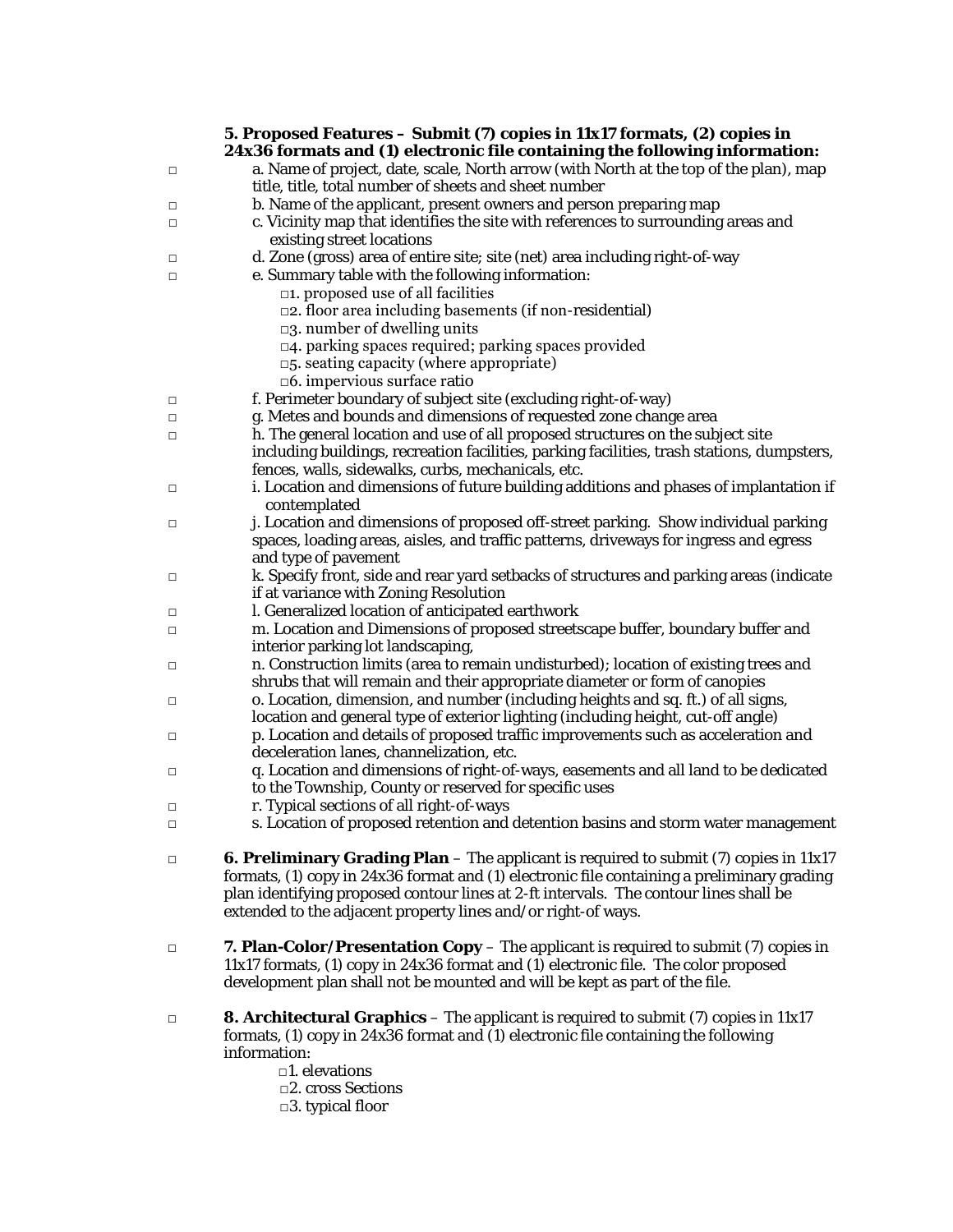**5. Proposed Features – Submit (7) copies in 11x17 formats, (2) copies in 24x36 formats and (1) electronic file containing the following information:**

□ a. Name of project, date, scale, North arrow (with North at the top of the plan), map title, title, total number of sheets and sheet number

□ b. Name of the applicant, present owners and person preparing map

□ c. Vicinity map that identifies the site with references to surrounding areas and existing street locations

□ d. Zone (gross) area of entire site; site (net) area including right-of-way

□ e. Summary table with the following information:

- □1. proposed use of all facilities
- □2. floor area including basements (if non-residential)
- □3. number of dwelling units
- □4. parking spaces required; parking spaces provided
- □5. seating capacity (where appropriate)
- □6. impervious surface ratio

□ f. Perimeter boundary of subject site (excluding right-of-way)

□ g. Metes and bounds and dimensions of requested zone change area

□ h. The general location and use of all proposed structures on the subject site including buildings, recreation facilities, parking facilities, trash stations, dumpsters, fences, walls, sidewalks, curbs, mechanicals, etc.

□ i. Location and dimensions of future building additions and phases of implantation if contemplated

□ j. Location and dimensions of proposed off-street parking. Show individual parking spaces, loading areas, aisles, and traffic patterns, driveways for ingress and egress and type of pavement

□ k. Specify front, side and rear yard setbacks of structures and parking areas (indicate if at variance with Zoning Resolution

□ l. Generalized location of anticipated earthwork

□ m. Location and Dimensions of proposed streetscape buffer, boundary buffer and interior parking lot landscaping,

□ n. Construction limits (area to remain undisturbed); location of existing trees and shrubs that will remain and their appropriate diameter or form of canopies

□ o. Location, dimension, and number (including heights and sq. ft.) of all signs, location and general type of exterior lighting (including height, cut-off angle)

□ p. Location and details of proposed traffic improvements such as acceleration and deceleration lanes, channelization, etc.

□ q. Location and dimensions of right-of-ways, easements and all land to be dedicated to the Township, County or reserved for specific uses

□ r. Typical sections of all right-of-ways

□ s. Location of proposed retention and detention basins and storm water management

□ **6. Preliminary Grading Plan** – The applicant is required to submit (7) copies in 11x17 formats, (1) copy in 24x36 format and (1) electronic file containing a preliminary grading plan identifying proposed contour lines at 2-ft intervals. The contour lines shall be extended to the adjacent property lines and/or right-of ways.

□ **7. Plan-Color/Presentation Copy** – The applicant is required to submit (7) copies in 11x17 formats, (1) copy in 24x36 format and (1) electronic file. The color proposed development plan shall not be mounted and will be kept as part of the file.

□ **8. Architectural Graphics** – The applicant is required to submit (7) copies in 11x17 formats, (1) copy in 24x36 format and (1) electronic file containing the following information:

- □1. elevations
- □2. cross Sections
- □3. typical floor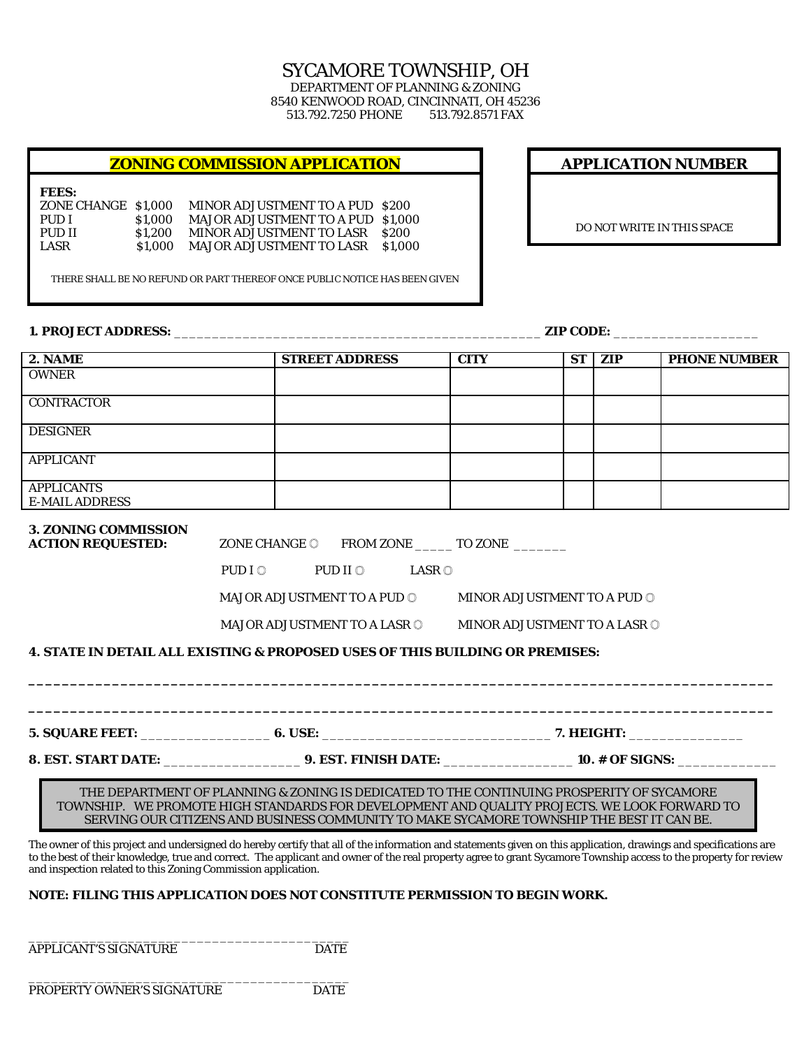# SYCAMORE TOWNSHIP, OH

DEPARTMENT OF PLANNING & ZONING
8540 KENWOOD ROAD, CINCINNATI, OH 45236
513.792.7250 PHONE 513.792.8571 FAX

## ZONING COMMISSION APPLICATION

**FEES:**

| | | | |
|---|---|---|---|
| ZONE CHANGE | $1,000 | MINOR ADJUSTMENT TO A PUD | $200 |
| PUD I | $1,000 | MAJOR ADJUSTMENT TO A PUD | $1,000 |
| PUD II | $1,200 | MINOR ADJUSTMENT TO LASR | $200 |
| LASR | $1,000 | MAJOR ADJUSTMENT TO LASR | $1,000 |

THERE SHALL BE NO REFUND OR PART THEREOF ONCE PUBLIC NOTICE HAS BEEN GIVEN

**APPLICATION NUMBER**

DO NOT WRITE IN THIS SPACE

**1. PROJECT ADDRESS:** _______________________________________________ **ZIP CODE:** ___________________

| 2. NAME | STREET ADDRESS | CITY | ST | ZIP | PHONE NUMBER |
|---|---|---|---|---|---|
| OWNER | | | | | |
| CONTRACTOR | | | | | |
| DESIGNER | | | | | |
| APPLICANT | | | | | |
| APPLICANTS E-MAIL ADDRESS | | | | | |

**3. ZONING COMMISSION ACTION REQUESTED:**

ZONE CHANGE ◯ FROM ZONE _____ TO ZONE _______

PUD I ◯ PUD II ◯ LASR ◯

MAJOR ADJUSTMENT TO A PUD ◯ MINOR ADJUSTMENT TO A PUD ◯

MAJOR ADJUSTMENT TO A LASR ◯ MINOR ADJUSTMENT TO A LASR ◯

**4. STATE IN DETAIL ALL EXISTING & PROPOSED USES OF THIS BUILDING OR PREMISES:**

_____________________________________________________________________________________________

_____________________________________________________________________________________________

**5. SQUARE FEET:** _________________ **6. USE:** _____________________________ **7. HEIGHT:** _______________

**8. EST. START DATE:** __________________ **9. EST. FINISH DATE:** _________________ **10. # OF SIGNS:** _____________

THE DEPARTMENT OF PLANNING & ZONING IS DEDICATED TO THE CONTINUING PROSPERITY OF SYCAMORE TOWNSHIP. WE PROMOTE HIGH STANDARDS FOR DEVELOPMENT AND QUALITY PROJECTS. WE LOOK FORWARD TO SERVING OUR CITIZENS AND BUSINESS COMMUNITY TO MAKE SYCAMORE TOWNSHIP THE BEST IT CAN BE.

The owner of this project and undersigned do hereby certify that all of the information and statements given on this application, drawings and specifications are to the best of their knowledge, true and correct. The applicant and owner of the real property agree to grant Sycamore Township access to the property for review and inspection related to this Zoning Commission application.

**NOTE: FILING THIS APPLICATION DOES NOT CONSTITUTE PERMISSION TO BEGIN WORK.**

___________________________________________
APPLICANT'S SIGNATURE DATE

___________________________________________
PROPERTY OWNER'S SIGNATURE DATE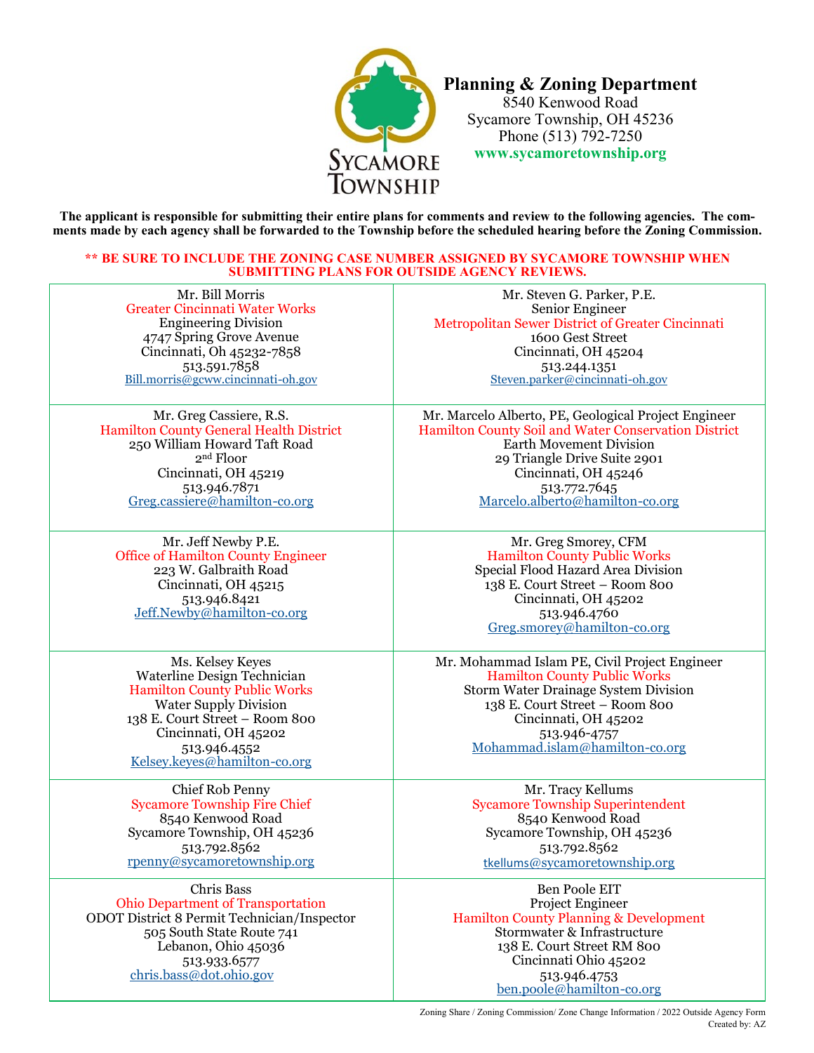**Planning & Zoning Department**
8540 Kenwood Road
Sycamore Township, OH 45236
Phone (513) 792-7250
www.sycamoretownship.org

**The applicant is responsible for submitting their entire plans for comments and review to the following agencies. The comments made by each agency shall be forwarded to the Township before the scheduled hearing before the Zoning Commission.**

**\*\* BE SURE TO INCLUDE THE ZONING CASE NUMBER ASSIGNED BY SYCAMORE TOWNSHIP WHEN SUBMITTING PLANS FOR OUTSIDE AGENCY REVIEWS.**

| | |
|---|---|
| Mr. Bill Morris<br>Greater Cincinnati Water Works<br>Engineering Division<br>4747 Spring Grove Avenue<br>Cincinnati, Oh 45232-7858<br>513.591.7858<br>Bill.morris@gcww.cincinnati-oh.gov | Mr. Steven G. Parker, P.E.<br>Senior Engineer<br>Metropolitan Sewer District of Greater Cincinnati<br>1600 Gest Street<br>Cincinnati, OH 45204<br>513.244.1351<br>Steven.parker@cincinnati-oh.gov |
| Mr. Greg Cassiere, R.S.<br>Hamilton County General Health District<br>250 William Howard Taft Road<br>2nd Floor<br>Cincinnati, OH 45219<br>513.946.7871<br>Greg.cassiere@hamilton-co.org | Mr. Marcelo Alberto, PE, Geological Project Engineer<br>Hamilton County Soil and Water Conservation District<br>Earth Movement Division<br>29 Triangle Drive Suite 2901<br>Cincinnati, OH 45246<br>513.772.7645<br>Marcelo.alberto@hamilton-co.org |
| Mr. Jeff Newby P.E.<br>Office of Hamilton County Engineer<br>223 W. Galbraith Road<br>Cincinnati, OH 45215<br>513.946.8421<br>Jeff.Newby@hamilton-co.org | Mr. Greg Smorey, CFM<br>Hamilton County Public Works<br>Special Flood Hazard Area Division<br>138 E. Court Street – Room 800<br>Cincinnati, OH 45202<br>513.946.4760<br>Greg.smorey@hamilton-co.org |
| Ms. Kelsey Keyes<br>Waterline Design Technician<br>Hamilton County Public Works<br>Water Supply Division<br>138 E. Court Street – Room 800<br>Cincinnati, OH 45202<br>513.946.4552<br>Kelsey.keyes@hamilton-co.org | Mr. Mohammad Islam PE, Civil Project Engineer<br>Hamilton County Public Works<br>Storm Water Drainage System Division<br>138 E. Court Street – Room 800<br>Cincinnati, OH 45202<br>513.946-4757<br>Mohammad.islam@hamilton-co.org |
| Chief Rob Penny<br>Sycamore Township Fire Chief<br>8540 Kenwood Road<br>Sycamore Township, OH 45236<br>513.792.8562<br>rpenny@sycamoretownship.org | Mr. Tracy Kellums<br>Sycamore Township Superintendent<br>8540 Kenwood Road<br>Sycamore Township, OH 45236<br>513.792.8562<br>tkellums@sycamoretownship.org |
| Chris Bass<br>Ohio Department of Transportation<br>ODOT District 8 Permit Technician/Inspector<br>505 South State Route 741<br>Lebanon, Ohio 45036<br>513.933.6577<br>chris.bass@dot.ohio.gov | Ben Poole EIT<br>Project Engineer<br>Hamilton County Planning & Development<br>Stormwater & Infrastructure<br>138 E. Court Street RM 800<br>Cincinnati Ohio 45202<br>513.946.4753<br>ben.poole@hamilton-co.org |

Zoning Share / Zoning Commission/ Zone Change Information / 2022 Outside Agency Form
Created by: AZ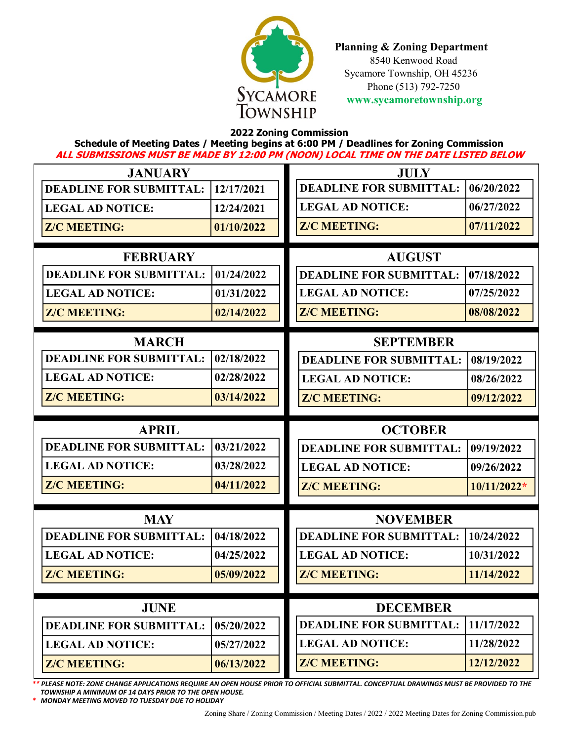**Planning & Zoning Department**
8540 Kenwood Road
Sycamore Township, OH 45236
Phone (513) 792-7250
www.sycamoretownship.org

## 2022 Zoning Commission

**Schedule of Meeting Dates / Meeting begins at 6:00 PM / Deadlines for Zoning Commission**

***ALL SUBMISSIONS MUST BE MADE BY 12:00 PM (NOON) LOCAL TIME ON THE DATE LISTED BELOW***

### JANUARY

| | |
|---|---|
| DEADLINE FOR SUBMITTAL: | 12/17/2021 |
| LEGAL AD NOTICE: | 12/24/2021 |
| Z/C MEETING: | 01/10/2022 |

### FEBRUARY

| | |
|---|---|
| DEADLINE FOR SUBMITTAL: | 01/24/2022 |
| LEGAL AD NOTICE: | 01/31/2022 |
| Z/C MEETING: | 02/14/2022 |

### MARCH

| | |
|---|---|
| DEADLINE FOR SUBMITTAL: | 02/18/2022 |
| LEGAL AD NOTICE: | 02/28/2022 |
| Z/C MEETING: | 03/14/2022 |

### APRIL

| | |
|---|---|
| DEADLINE FOR SUBMITTAL: | 03/21/2022 |
| LEGAL AD NOTICE: | 03/28/2022 |
| Z/C MEETING: | 04/11/2022 |

### MAY

| | |
|---|---|
| DEADLINE FOR SUBMITTAL: | 04/18/2022 |
| LEGAL AD NOTICE: | 04/25/2022 |
| Z/C MEETING: | 05/09/2022 |

### JUNE

| | |
|---|---|
| DEADLINE FOR SUBMITTAL: | 05/20/2022 |
| LEGAL AD NOTICE: | 05/27/2022 |
| Z/C MEETING: | 06/13/2022 |

### JULY

| | |
|---|---|
| DEADLINE FOR SUBMITTAL: | 06/20/2022 |
| LEGAL AD NOTICE: | 06/27/2022 |
| Z/C MEETING: | 07/11/2022 |

### AUGUST

| | |
|---|---|
| DEADLINE FOR SUBMITTAL: | 07/18/2022 |
| LEGAL AD NOTICE: | 07/25/2022 |
| Z/C MEETING: | 08/08/2022 |

### SEPTEMBER

| | |
|---|---|
| DEADLINE FOR SUBMITTAL: | 08/19/2022 |
| LEGAL AD NOTICE: | 08/26/2022 |
| Z/C MEETING: | 09/12/2022 |

### OCTOBER

| | |
|---|---|
| DEADLINE FOR SUBMITTAL: | 09/19/2022 |
| LEGAL AD NOTICE: | 09/26/2022 |
| Z/C MEETING: | 10/11/2022* |

### NOVEMBER

| | |
|---|---|
| DEADLINE FOR SUBMITTAL: | 10/24/2022 |
| LEGAL AD NOTICE: | 10/31/2022 |
| Z/C MEETING: | 11/14/2022 |

### DECEMBER

| | |
|---|---|
| DEADLINE FOR SUBMITTAL: | 11/17/2022 |
| LEGAL AD NOTICE: | 11/28/2022 |
| Z/C MEETING: | 12/12/2022 |

*\*\* PLEASE NOTE: ZONE CHANGE APPLICATIONS REQUIRE AN OPEN HOUSE PRIOR TO OFFICIAL SUBMITTAL. CONCEPTUAL DRAWINGS MUST BE PROVIDED TO THE TOWNSHIP A MINIMUM OF 14 DAYS PRIOR TO THE OPEN HOUSE.*

*\* MONDAY MEETING MOVED TO TUESDAY DUE TO HOLIDAY*

Zoning Share / Zoning Commission / Meeting Dates / 2022 / 2022 Meeting Dates for Zoning Commission.pub